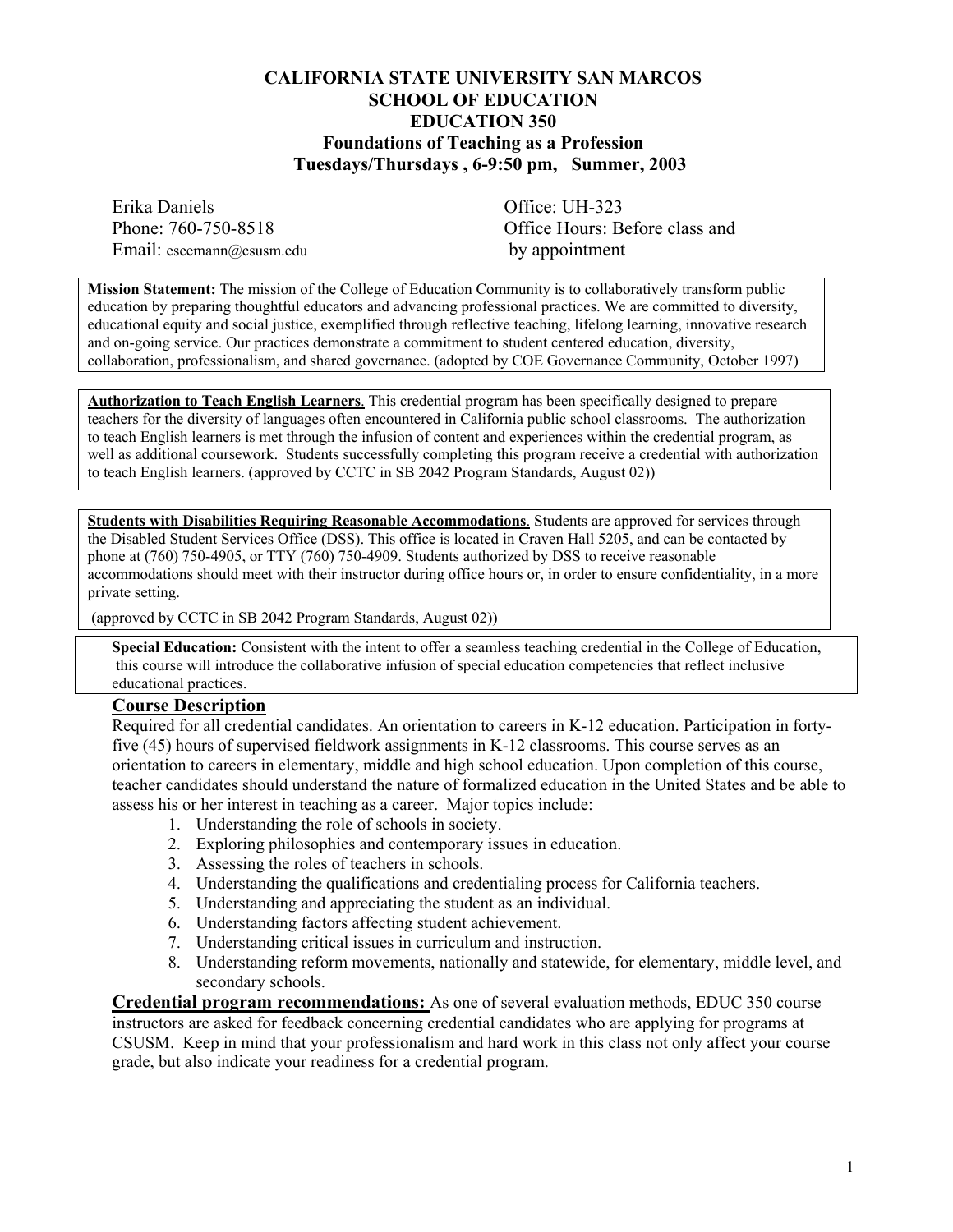# CALIFORNIA STATE UNIVERSITY SAN MARCOS
## SCHOOL OF EDUCATION
## EDUCATION 350
## Foundations of Teaching as a Profession
### Tuesdays/Thursdays , 6-9:50 pm, Summer, 2003

Erika Daniels
Phone: 760-750-8518
Email: eseemann@csusm.edu

Office: UH-323
Office Hours: Before class and by appointment

**Mission Statement:** The mission of the College of Education Community is to collaboratively transform public education by preparing thoughtful educators and advancing professional practices. We are committed to diversity, educational equity and social justice, exemplified through reflective teaching, lifelong learning, innovative research and on-going service. Our practices demonstrate a commitment to student centered education, diversity, collaboration, professionalism, and shared governance. (adopted by COE Governance Community, October 1997)

**Authorization to Teach English Learners**. This credential program has been specifically designed to prepare teachers for the diversity of languages often encountered in California public school classrooms. The authorization to teach English learners is met through the infusion of content and experiences within the credential program, as well as additional coursework. Students successfully completing this program receive a credential with authorization to teach English learners. (approved by CCTC in SB 2042 Program Standards, August 02))

**Students with Disabilities Requiring Reasonable Accommodations**. Students are approved for services through the Disabled Student Services Office (DSS). This office is located in Craven Hall 5205, and can be contacted by phone at (760) 750-4905, or TTY (760) 750-4909. Students authorized by DSS to receive reasonable accommodations should meet with their instructor during office hours or, in order to ensure confidentiality, in a more private setting.

(approved by CCTC in SB 2042 Program Standards, August 02))

**Special Education:** Consistent with the intent to offer a seamless teaching credential in the College of Education, this course will introduce the collaborative infusion of special education competencies that reflect inclusive educational practices.

## Course Description

Required for all credential candidates. An orientation to careers in K-12 education. Participation in forty-five (45) hours of supervised fieldwork assignments in K-12 classrooms. This course serves as an orientation to careers in elementary, middle and high school education. Upon completion of this course, teacher candidates should understand the nature of formalized education in the United States and be able to assess his or her interest in teaching as a career. Major topics include:

1. Understanding the role of schools in society.
2. Exploring philosophies and contemporary issues in education.
3. Assessing the roles of teachers in schools.
4. Understanding the qualifications and credentialing process for California teachers.
5. Understanding and appreciating the student as an individual.
6. Understanding factors affecting student achievement.
7. Understanding critical issues in curriculum and instruction.
8. Understanding reform movements, nationally and statewide, for elementary, middle level, and secondary schools.

**Credential program recommendations:** As one of several evaluation methods, EDUC 350 course instructors are asked for feedback concerning credential candidates who are applying for programs at CSUSM. Keep in mind that your professionalism and hard work in this class not only affect your course grade, but also indicate your readiness for a credential program.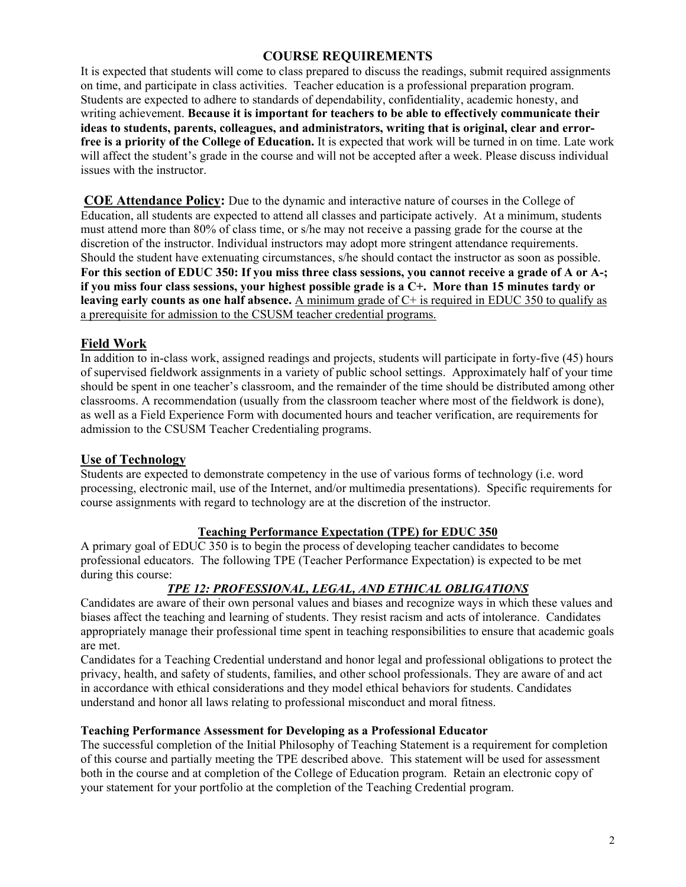## COURSE REQUIREMENTS

It is expected that students will come to class prepared to discuss the readings, submit required assignments on time, and participate in class activities. Teacher education is a professional preparation program. Students are expected to adhere to standards of dependability, confidentiality, academic honesty, and writing achievement. **Because it is important for teachers to be able to effectively communicate their ideas to students, parents, colleagues, and administrators, writing that is original, clear and error-free is a priority of the College of Education.** It is expected that work will be turned in on time. Late work will affect the student's grade in the course and will not be accepted after a week. Please discuss individual issues with the instructor.

**COE Attendance Policy:** Due to the dynamic and interactive nature of courses in the College of Education, all students are expected to attend all classes and participate actively. At a minimum, students must attend more than 80% of class time, or s/he may not receive a passing grade for the course at the discretion of the instructor. Individual instructors may adopt more stringent attendance requirements. Should the student have extenuating circumstances, s/he should contact the instructor as soon as possible. **For this section of EDUC 350: If you miss three class sessions, you cannot receive a grade of A or A-; if you miss four class sessions, your highest possible grade is a C+. More than 15 minutes tardy or leaving early counts as one half absence.** A minimum grade of C+ is required in EDUC 350 to qualify as a prerequisite for admission to the CSUSM teacher credential programs.

### Field Work

In addition to in-class work, assigned readings and projects, students will participate in forty-five (45) hours of supervised fieldwork assignments in a variety of public school settings. Approximately half of your time should be spent in one teacher's classroom, and the remainder of the time should be distributed among other classrooms. A recommendation (usually from the classroom teacher where most of the fieldwork is done), as well as a Field Experience Form with documented hours and teacher verification, are requirements for admission to the CSUSM Teacher Credentialing programs.

### Use of Technology

Students are expected to demonstrate competency in the use of various forms of technology (i.e. word processing, electronic mail, use of the Internet, and/or multimedia presentations). Specific requirements for course assignments with regard to technology are at the discretion of the instructor.

### Teaching Performance Expectation (TPE) for EDUC 350

A primary goal of EDUC 350 is to begin the process of developing teacher candidates to become professional educators. The following TPE (Teacher Performance Expectation) is expected to be met during this course:

***TPE 12: PROFESSIONAL, LEGAL, AND ETHICAL OBLIGATIONS***

Candidates are aware of their own personal values and biases and recognize ways in which these values and biases affect the teaching and learning of students. They resist racism and acts of intolerance. Candidates appropriately manage their professional time spent in teaching responsibilities to ensure that academic goals are met.

Candidates for a Teaching Credential understand and honor legal and professional obligations to protect the privacy, health, and safety of students, families, and other school professionals. They are aware of and act in accordance with ethical considerations and they model ethical behaviors for students. Candidates understand and honor all laws relating to professional misconduct and moral fitness.

**Teaching Performance Assessment for Developing as a Professional Educator**

The successful completion of the Initial Philosophy of Teaching Statement is a requirement for completion of this course and partially meeting the TPE described above. This statement will be used for assessment both in the course and at completion of the College of Education program. Retain an electronic copy of your statement for your portfolio at the completion of the Teaching Credential program.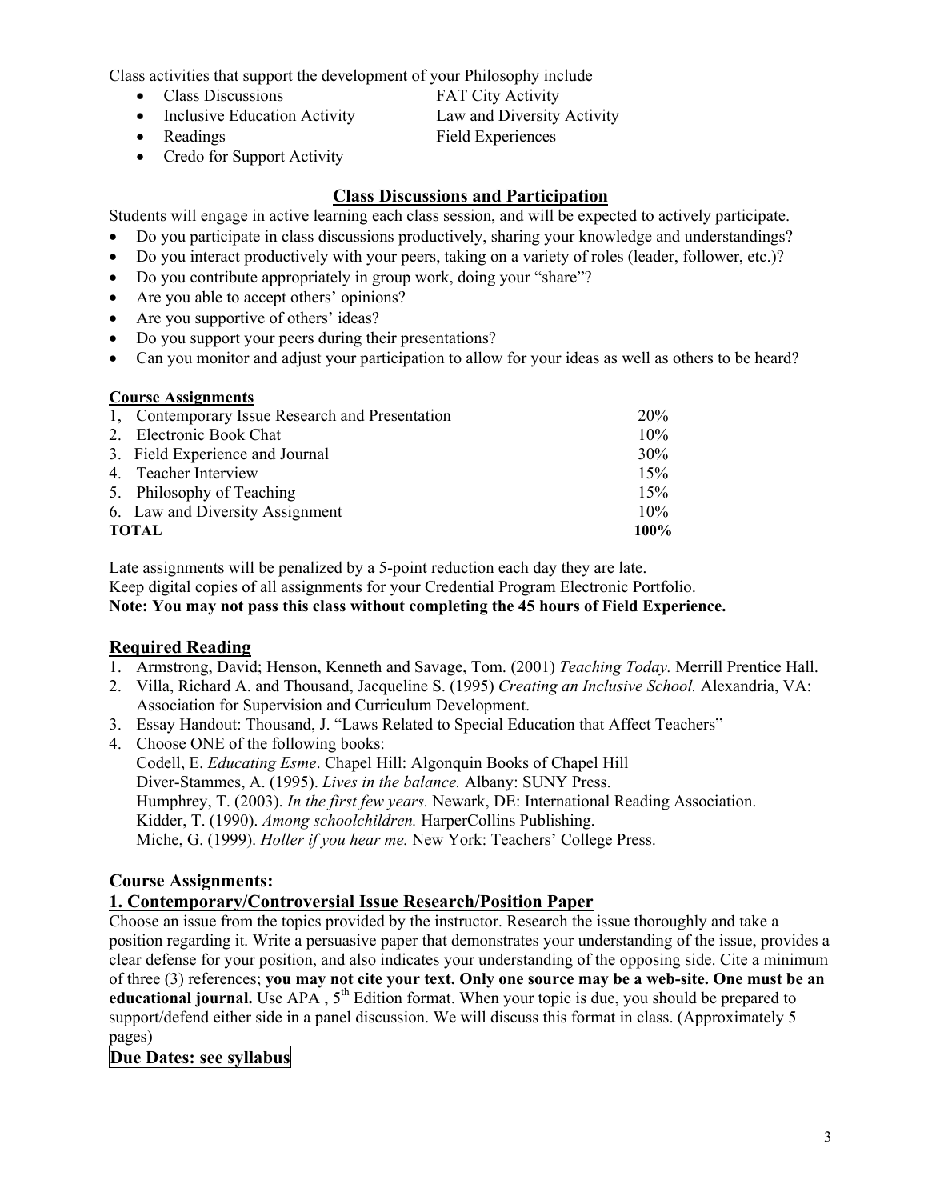Class activities that support the development of your Philosophy include

- Class Discussions
- FAT City Activity
- Inclusive Education Activity
- Law and Diversity Activity
- Readings
- Field Experiences
- Credo for Support Activity

## Class Discussions and Participation

Students will engage in active learning each class session, and will be expected to actively participate.

- Do you participate in class discussions productively, sharing your knowledge and understandings?
- Do you interact productively with your peers, taking on a variety of roles (leader, follower, etc.)?
- Do you contribute appropriately in group work, doing your "share"?
- Are you able to accept others' opinions?
- Are you supportive of others' ideas?
- Do you support your peers during their presentations?
- Can you monitor and adjust your participation to allow for your ideas as well as others to be heard?

### Course Assignments

| Assignment | Weight |
|---|---|
| 1, Contemporary Issue Research and Presentation | 20% |
| 2. Electronic Book Chat | 10% |
| 3. Field Experience and Journal | 30% |
| 4. Teacher Interview | 15% |
| 5. Philosophy of Teaching | 15% |
| 6. Law and Diversity Assignment | 10% |
| **TOTAL** | **100%** |

Late assignments will be penalized by a 5-point reduction each day they are late.
Keep digital copies of all assignments for your Credential Program Electronic Portfolio.
**Note: You may not pass this class without completing the 45 hours of Field Experience.**

## Required Reading

1. Armstrong, David; Henson, Kenneth and Savage, Tom. (2001) *Teaching Today.* Merrill Prentice Hall.
2. Villa, Richard A. and Thousand, Jacqueline S. (1995) *Creating an Inclusive School.* Alexandria, VA: Association for Supervision and Curriculum Development.
3. Essay Handout: Thousand, J. "Laws Related to Special Education that Affect Teachers"
4. Choose ONE of the following books:
   Codell, E. *Educating Esme*. Chapel Hill: Algonquin Books of Chapel Hill
   Diver-Stammes, A. (1995). *Lives in the balance.* Albany: SUNY Press.
   Humphrey, T. (2003). *In the first few years.* Newark, DE: International Reading Association.
   Kidder, T. (1990). *Among schoolchildren.* HarperCollins Publishing.
   Miche, G. (1999). *Holler if you hear me.* New York: Teachers' College Press.

## Course Assignments:

### 1. Contemporary/Controversial Issue Research/Position Paper

Choose an issue from the topics provided by the instructor. Research the issue thoroughly and take a position regarding it. Write a persuasive paper that demonstrates your understanding of the issue, provides a clear defense for your position, and also indicates your understanding of the opposing side. Cite a minimum of three (3) references; **you may not cite your text. Only one source may be a web-site. One must be an educational journal.** Use APA , 5th Edition format. When your topic is due, you should be prepared to support/defend either side in a panel discussion. We will discuss this format in class. (Approximately 5 pages)

**Due Dates: see syllabus**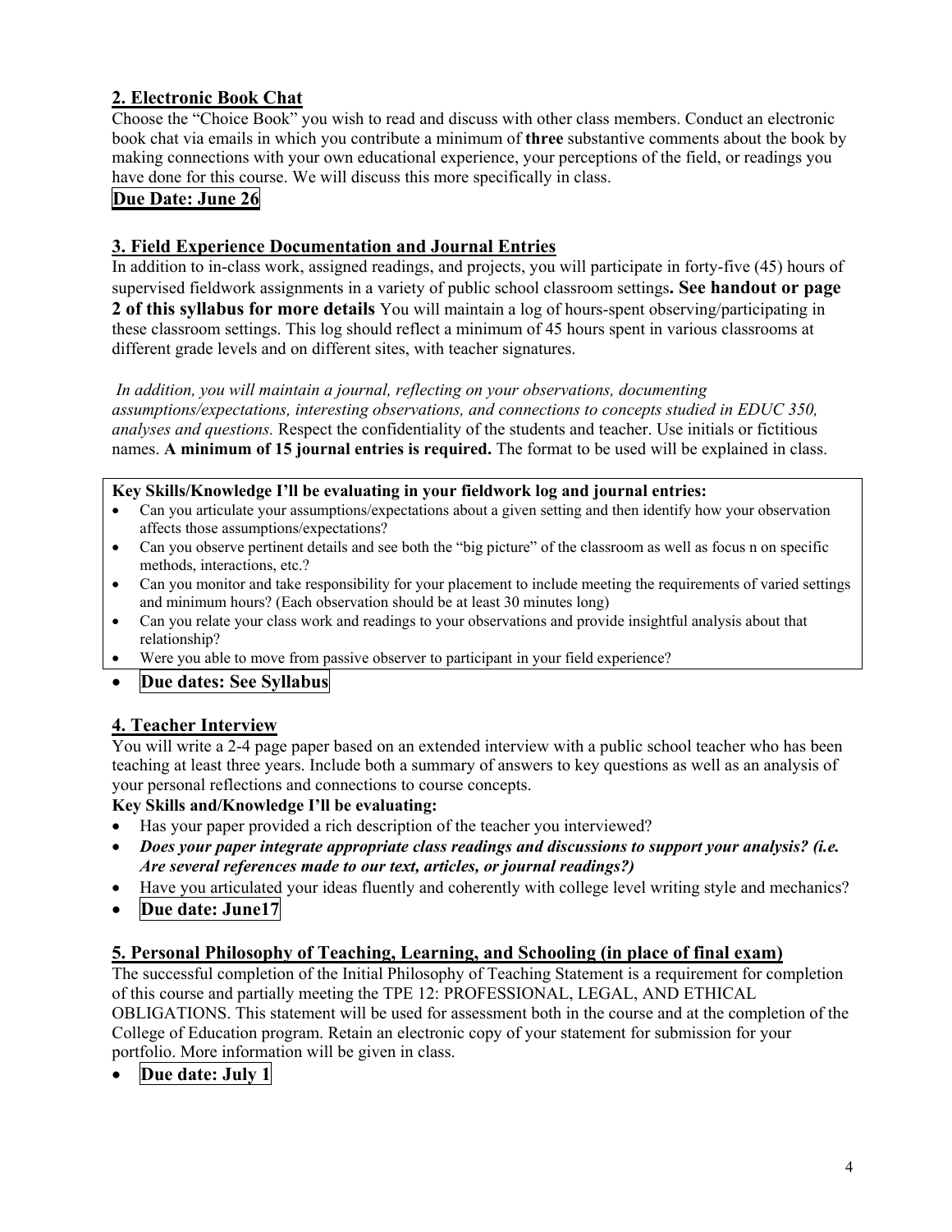## 2. Electronic Book Chat

Choose the "Choice Book" you wish to read and discuss with other class members. Conduct an electronic book chat via emails in which you contribute a minimum of **three** substantive comments about the book by making connections with your own educational experience, your perceptions of the field, or readings you have done for this course. We will discuss this more specifically in class.

**Due Date: June 26**

## 3. Field Experience Documentation and Journal Entries

In addition to in-class work, assigned readings, and projects, you will participate in forty-five (45) hours of supervised fieldwork assignments in a variety of public school classroom settings**. See handout or page 2 of this syllabus for more details** You will maintain a log of hours-spent observing/participating in these classroom settings. This log should reflect a minimum of 45 hours spent in various classrooms at different grade levels and on different sites, with teacher signatures.

*In addition, you will maintain a journal, reflecting on your observations, documenting assumptions/expectations, interesting observations, and connections to concepts studied in EDUC 350, analyses and questions.* Respect the confidentiality of the students and teacher. Use initials or fictitious names. **A minimum of 15 journal entries is required.** The format to be used will be explained in class.

**Key Skills/Knowledge I'll be evaluating in your fieldwork log and journal entries:**

- Can you articulate your assumptions/expectations about a given setting and then identify how your observation affects those assumptions/expectations?
- Can you observe pertinent details and see both the "big picture" of the classroom as well as focus n on specific methods, interactions, etc.?
- Can you monitor and take responsibility for your placement to include meeting the requirements of varied settings and minimum hours? (Each observation should be at least 30 minutes long)
- Can you relate your class work and readings to your observations and provide insightful analysis about that relationship?
- Were you able to move from passive observer to participant in your field experience?

- **Due dates: See Syllabus**

## 4. Teacher Interview

You will write a 2-4 page paper based on an extended interview with a public school teacher who has been teaching at least three years. Include both a summary of answers to key questions as well as an analysis of your personal reflections and connections to course concepts.

**Key Skills and/Knowledge I'll be evaluating:**

- Has your paper provided a rich description of the teacher you interviewed?
- ***Does your paper integrate appropriate class readings and discussions to support your analysis? (i.e. Are several references made to our text, articles, or journal readings?)***
- Have you articulated your ideas fluently and coherently with college level writing style and mechanics?
- **Due date: June17**

## 5. Personal Philosophy of Teaching, Learning, and Schooling (in place of final exam)

The successful completion of the Initial Philosophy of Teaching Statement is a requirement for completion of this course and partially meeting the TPE 12: PROFESSIONAL, LEGAL, AND ETHICAL OBLIGATIONS. This statement will be used for assessment both in the course and at the completion of the College of Education program. Retain an electronic copy of your statement for submission for your portfolio. More information will be given in class.

- **Due date: July 1**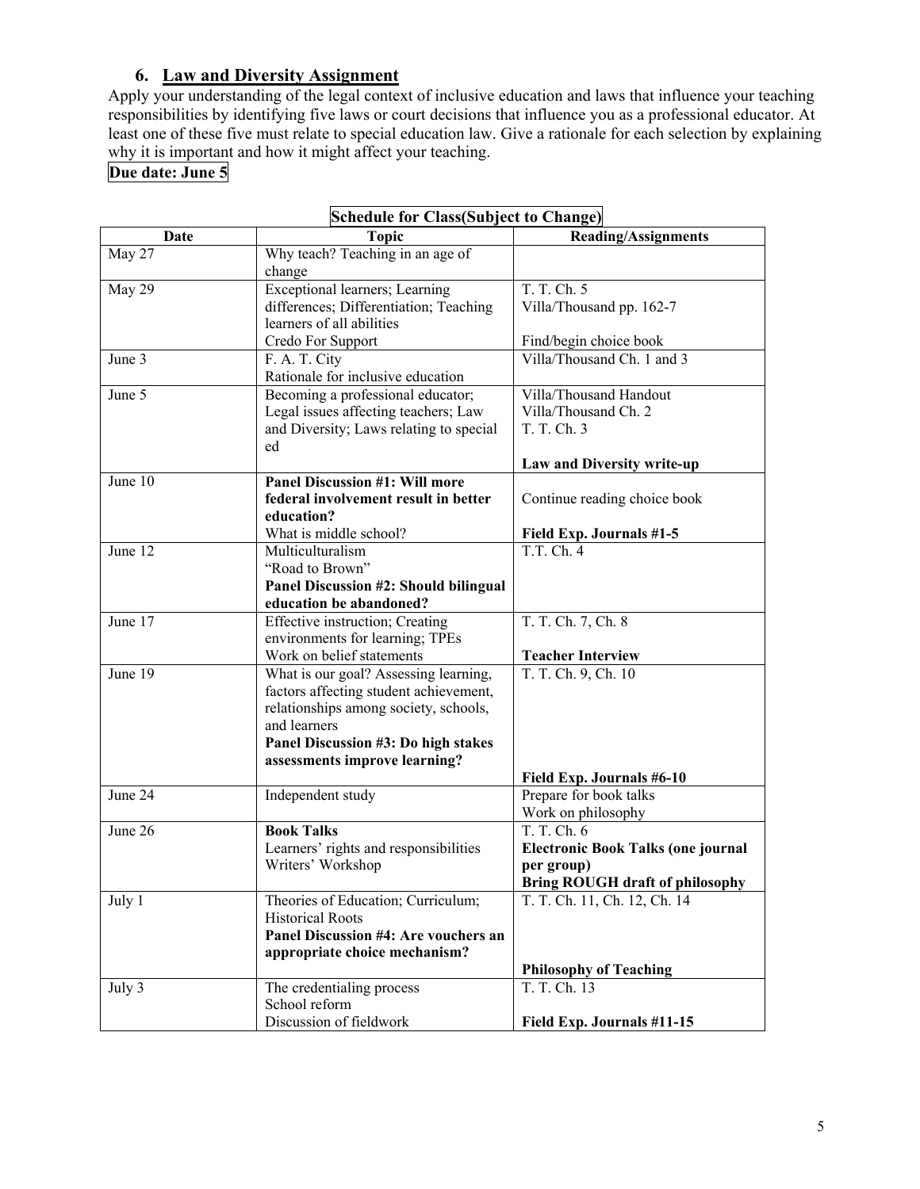### 6. Law and Diversity Assignment

Apply your understanding of the legal context of inclusive education and laws that influence your teaching responsibilities by identifying five laws or court decisions that influence you as a professional educator. At least one of these five must relate to special education law. Give a rationale for each selection by explaining why it is important and how it might affect your teaching.

**Due date: June 5**

**Schedule for Class(Subject to Change)**

| Date | Topic | Reading/Assignments |
|---|---|---|
| May 27 | Why teach? Teaching in an age of change | |
| May 29 | Exceptional learners; Learning differences; Differentiation; Teaching learners of all abilities<br>Credo For Support | T. T. Ch. 5<br>Villa/Thousand pp. 162-7<br><br>Find/begin choice book |
| June 3 | F. A. T. City<br>Rationale for inclusive education | Villa/Thousand Ch. 1 and 3 |
| June 5 | Becoming a professional educator; Legal issues affecting teachers; Law and Diversity; Laws relating to special ed | Villa/Thousand Handout<br>Villa/Thousand Ch. 2<br>T. T. Ch. 3<br><br>**Law and Diversity write-up** |
| June 10 | **Panel Discussion #1: Will more federal involvement result in better education?**<br>What is middle school? | Continue reading choice book<br><br>**Field Exp. Journals #1-5** |
| June 12 | Multiculturalism<br>"Road to Brown"<br>**Panel Discussion #2: Should bilingual education be abandoned?** | T.T. Ch. 4 |
| June 17 | Effective instruction; Creating environments for learning; TPEs<br>Work on belief statements | T. T. Ch. 7, Ch. 8<br><br>**Teacher Interview** |
| June 19 | What is our goal? Assessing learning, factors affecting student achievement, relationships among society, schools, and learners<br>**Panel Discussion #3: Do high stakes assessments improve learning?** | T. T. Ch. 9, Ch. 10<br><br>**Field Exp. Journals #6-10** |
| June 24 | Independent study | Prepare for book talks<br>Work on philosophy |
| June 26 | **Book Talks**<br>Learners' rights and responsibilities<br>Writers' Workshop | T. T. Ch. 6<br>**Electronic Book Talks (one journal per group)**<br>**Bring ROUGH draft of philosophy** |
| July 1 | Theories of Education; Curriculum; Historical Roots<br>**Panel Discussion #4: Are vouchers an appropriate choice mechanism?** | T. T. Ch. 11, Ch. 12, Ch. 14<br><br>**Philosophy of Teaching** |
| July 3 | The credentialing process<br>School reform<br>Discussion of fieldwork | T. T. Ch. 13<br><br>**Field Exp. Journals #11-15** |